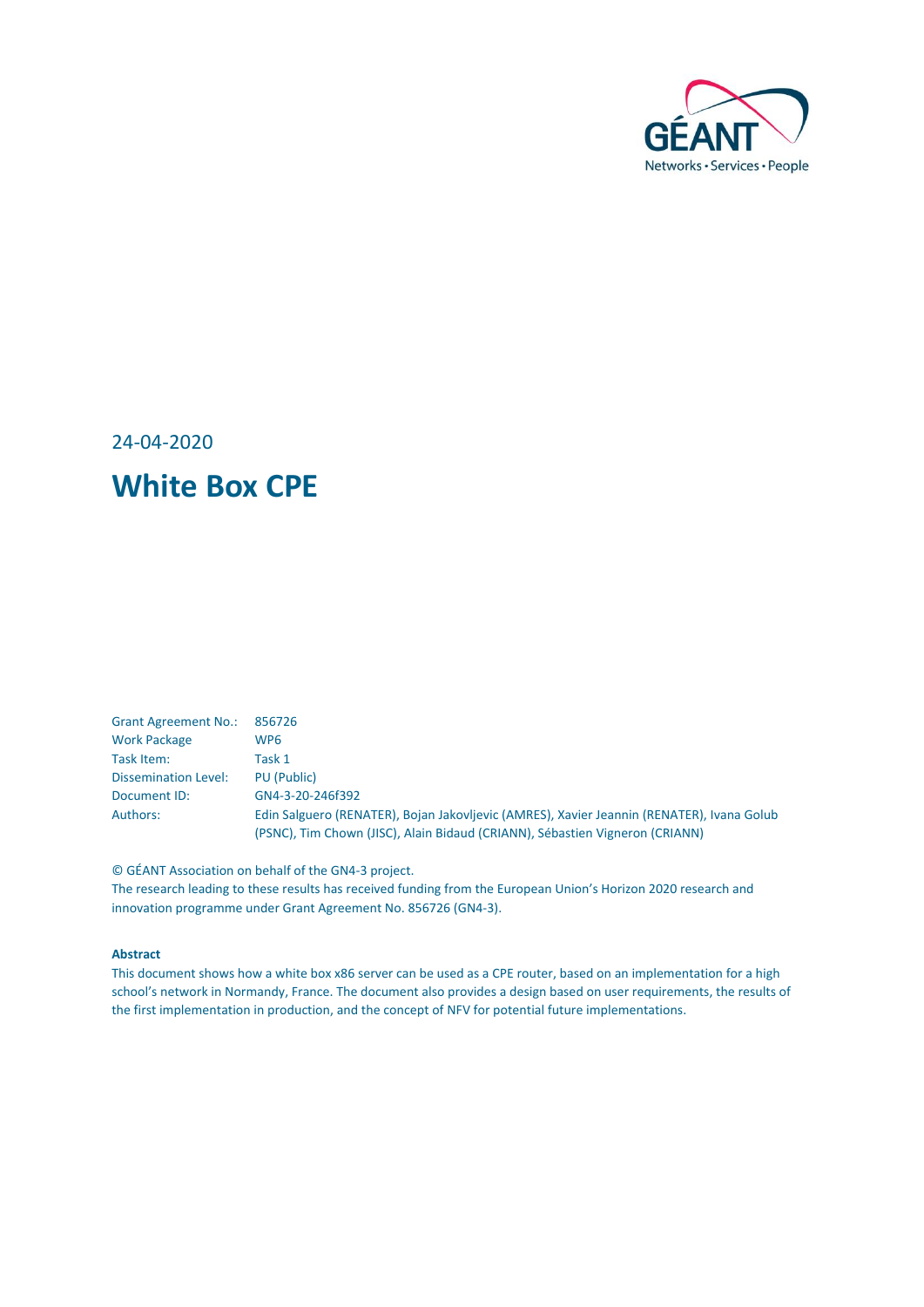24-04-2020

# White Box CPE

| | |
|---|---|
| Grant Agreement No.: | 856726 |
| Work Package | WP6 |
| Task Item: | Task 1 |
| Dissemination Level: | PU (Public) |
| Document ID: | GN4-3-20-246f392 |
| Authors: | Edin Salguero (RENATER), Bojan Jakovljevic (AMRES), Xavier Jeannin (RENATER), Ivana Golub (PSNC), Tim Chown (JISC), Alain Bidaud (CRIANN), Sébastien Vigneron (CRIANN) |

© GÉANT Association on behalf of the GN4-3 project.
The research leading to these results has received funding from the European Union's Horizon 2020 research and innovation programme under Grant Agreement No. 856726 (GN4-3).

**Abstract**

This document shows how a white box x86 server can be used as a CPE router, based on an implementation for a high school's network in Normandy, France. The document also provides a design based on user requirements, the results of the first implementation in production, and the concept of NFV for potential future implementations.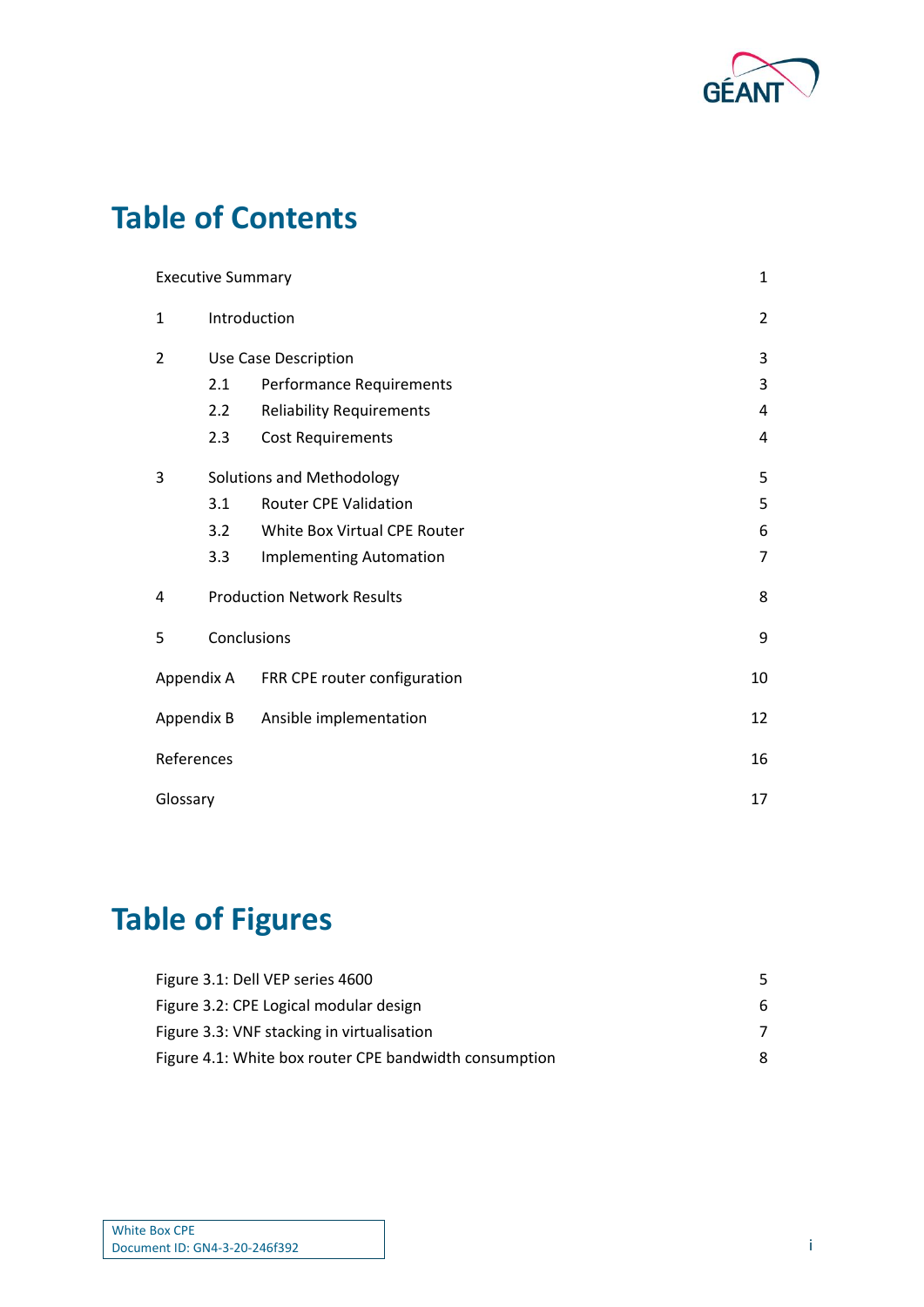# Table of Contents

| | | |
|---|---|---|
| Executive Summary | | 1 |
| 1 | Introduction | 2 |
| 2 | Use Case Description | 3 |
| | 2.1 Performance Requirements | 3 |
| | 2.2 Reliability Requirements | 4 |
| | 2.3 Cost Requirements | 4 |
| 3 | Solutions and Methodology | 5 |
| | 3.1 Router CPE Validation | 5 |
| | 3.2 White Box Virtual CPE Router | 6 |
| | 3.3 Implementing Automation | 7 |
| 4 | Production Network Results | 8 |
| 5 | Conclusions | 9 |
| Appendix A | FRR CPE router configuration | 10 |
| Appendix B | Ansible implementation | 12 |
| References | | 16 |
| Glossary | | 17 |

# Table of Figures

| | |
|---|---|
| Figure 3.1: Dell VEP series 4600 | 5 |
| Figure 3.2: CPE Logical modular design | 6 |
| Figure 3.3: VNF stacking in virtualisation | 7 |
| Figure 4.1: White box router CPE bandwidth consumption | 8 |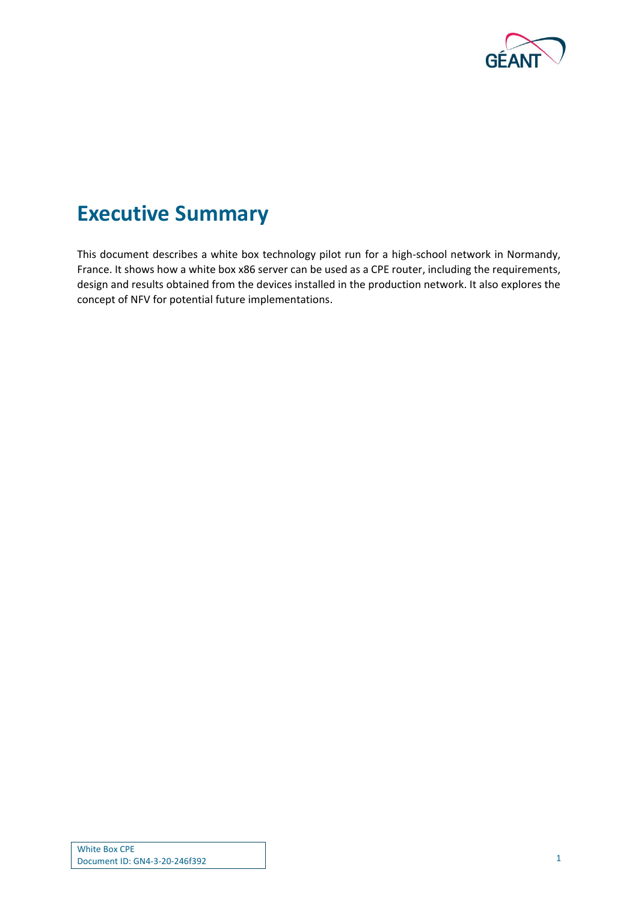# Executive Summary

This document describes a white box technology pilot run for a high-school network in Normandy, France. It shows how a white box x86 server can be used as a CPE router, including the requirements, design and results obtained from the devices installed in the production network. It also explores the concept of NFV for potential future implementations.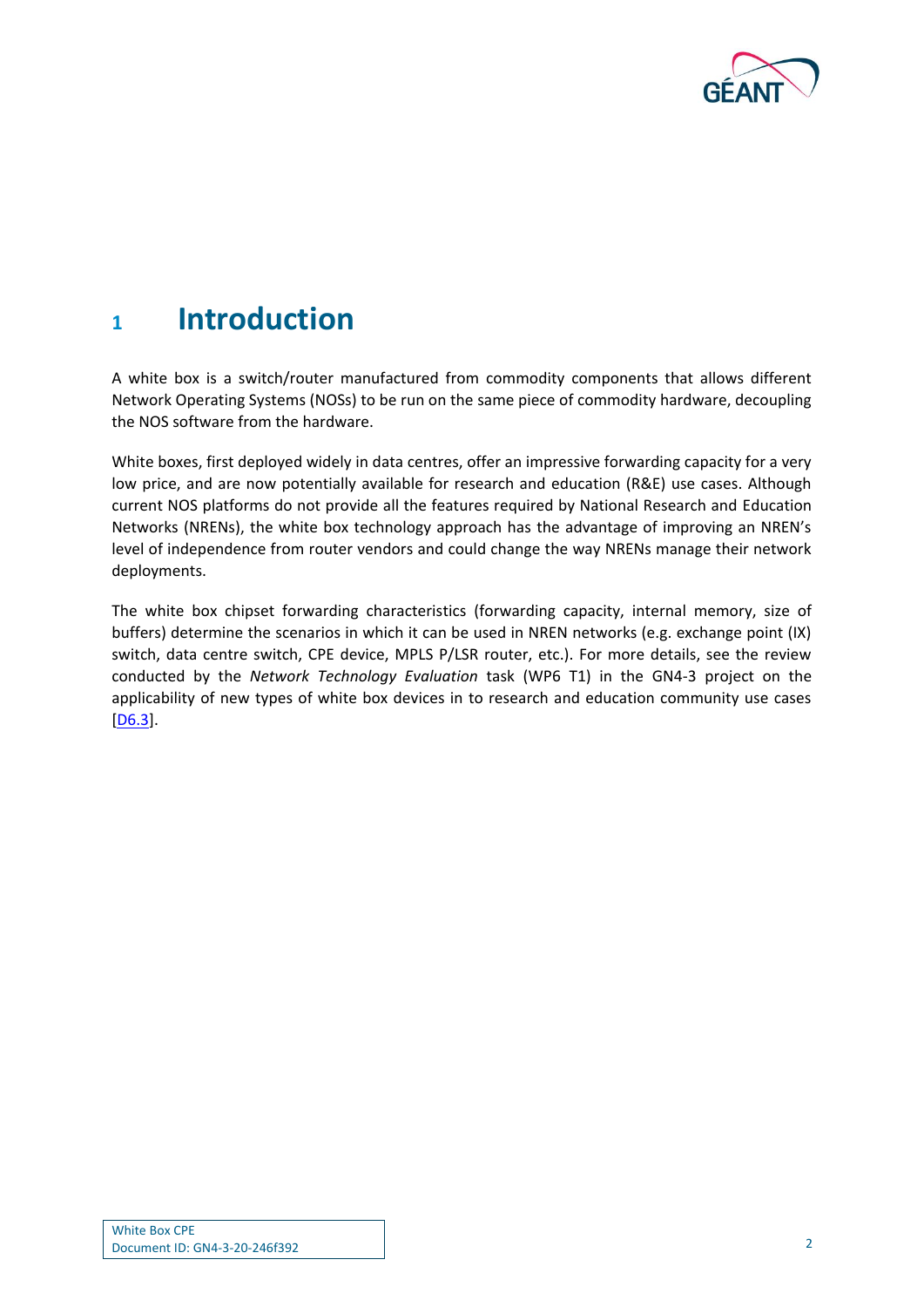# 1 Introduction

A white box is a switch/router manufactured from commodity components that allows different Network Operating Systems (NOSs) to be run on the same piece of commodity hardware, decoupling the NOS software from the hardware.

White boxes, first deployed widely in data centres, offer an impressive forwarding capacity for a very low price, and are now potentially available for research and education (R&E) use cases. Although current NOS platforms do not provide all the features required by National Research and Education Networks (NRENs), the white box technology approach has the advantage of improving an NREN's level of independence from router vendors and could change the way NRENs manage their network deployments.

The white box chipset forwarding characteristics (forwarding capacity, internal memory, size of buffers) determine the scenarios in which it can be used in NREN networks (e.g. exchange point (IX) switch, data centre switch, CPE device, MPLS P/LSR router, etc.). For more details, see the review conducted by the *Network Technology Evaluation* task (WP6 T1) in the GN4-3 project on the applicability of new types of white box devices in to research and education community use cases [D6.3].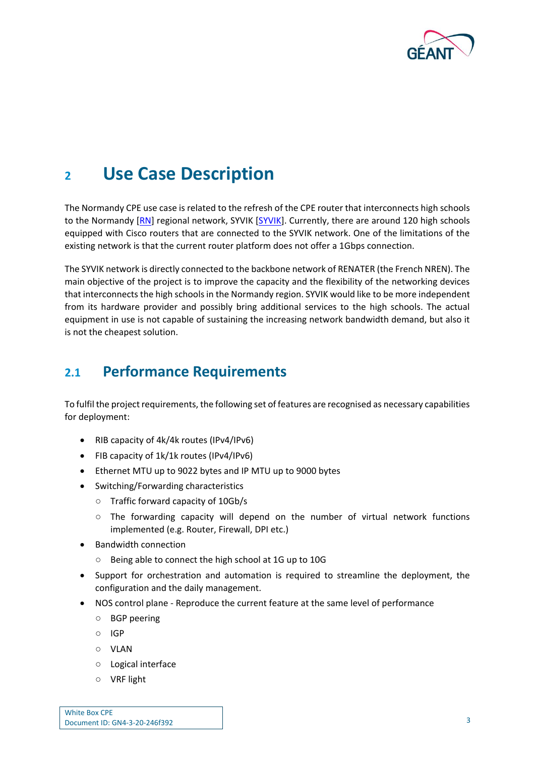# 2 Use Case Description

The Normandy CPE use case is related to the refresh of the CPE router that interconnects high schools to the Normandy [RN] regional network, SYVIK [SYVIK]. Currently, there are around 120 high schools equipped with Cisco routers that are connected to the SYVIK network. One of the limitations of the existing network is that the current router platform does not offer a 1Gbps connection.

The SYVIK network is directly connected to the backbone network of RENATER (the French NREN). The main objective of the project is to improve the capacity and the flexibility of the networking devices that interconnects the high schools in the Normandy region. SYVIK would like to be more independent from its hardware provider and possibly bring additional services to the high schools. The actual equipment in use is not capable of sustaining the increasing network bandwidth demand, but also it is not the cheapest solution.

## 2.1 Performance Requirements

To fulfil the project requirements, the following set of features are recognised as necessary capabilities for deployment:

- RIB capacity of 4k/4k routes (IPv4/IPv6)
- FIB capacity of 1k/1k routes (IPv4/IPv6)
- Ethernet MTU up to 9022 bytes and IP MTU up to 9000 bytes
- Switching/Forwarding characteristics
  - Traffic forward capacity of 10Gb/s
  - The forwarding capacity will depend on the number of virtual network functions implemented (e.g. Router, Firewall, DPI etc.)
- Bandwidth connection
  - Being able to connect the high school at 1G up to 10G
- Support for orchestration and automation is required to streamline the deployment, the configuration and the daily management.
- NOS control plane - Reproduce the current feature at the same level of performance
  - BGP peering
  - IGP
  - VLAN
  - Logical interface
  - VRF light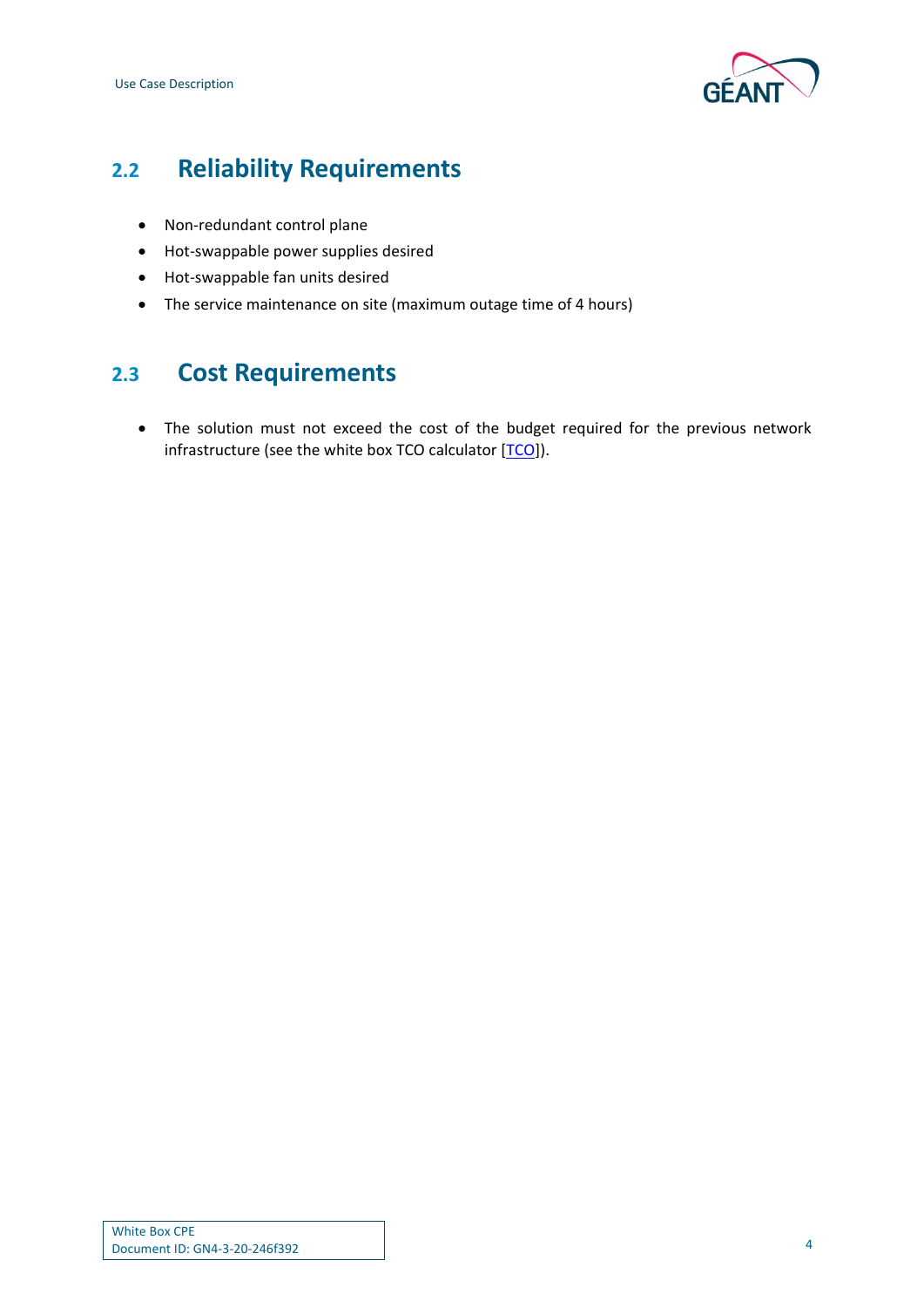## 2.2 Reliability Requirements

- Non-redundant control plane
- Hot-swappable power supplies desired
- Hot-swappable fan units desired
- The service maintenance on site (maximum outage time of 4 hours)

## 2.3 Cost Requirements

- The solution must not exceed the cost of the budget required for the previous network infrastructure (see the white box TCO calculator [TCO]).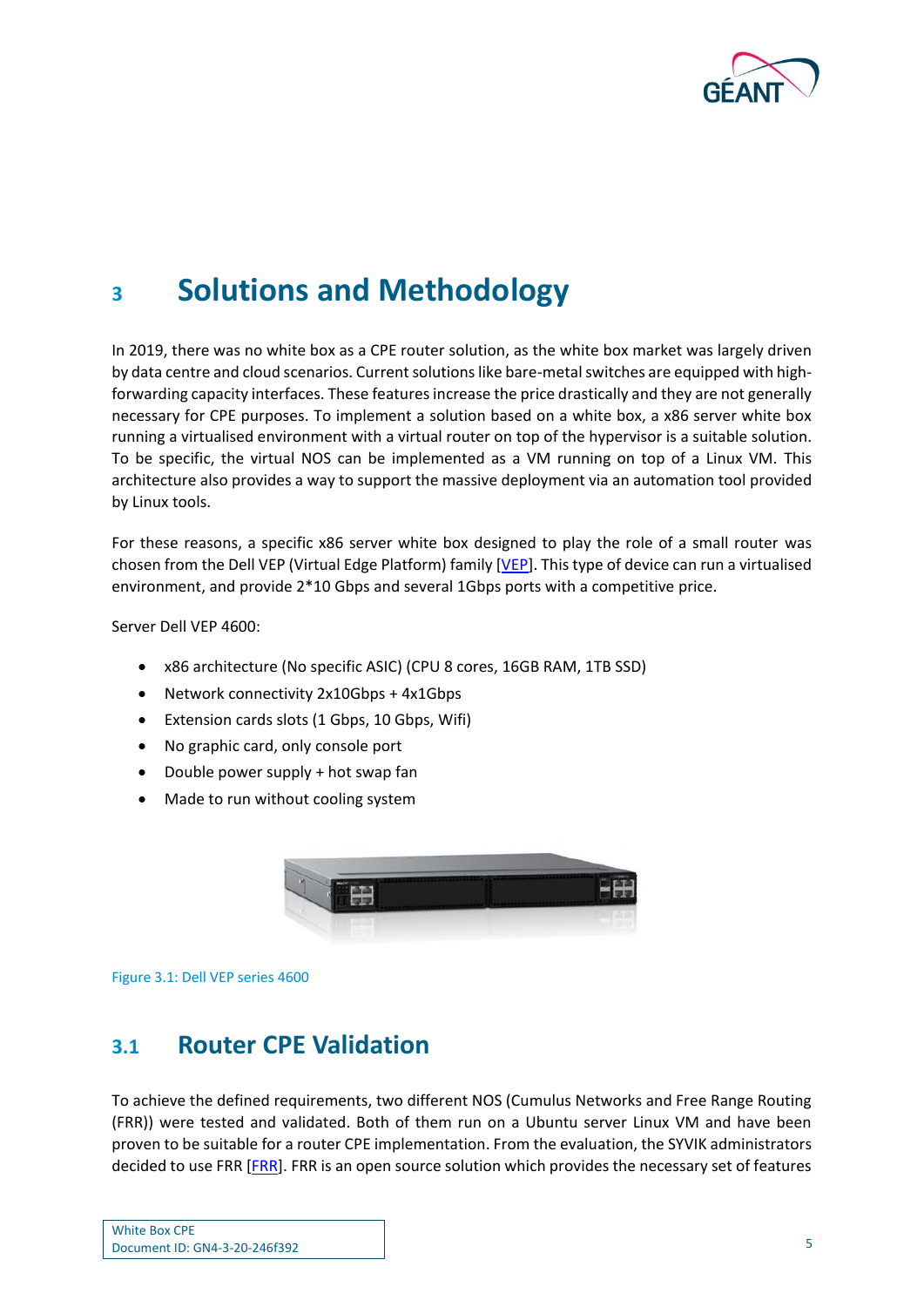# 3 Solutions and Methodology

In 2019, there was no white box as a CPE router solution, as the white box market was largely driven by data centre and cloud scenarios. Current solutions like bare-metal switches are equipped with high-forwarding capacity interfaces. These features increase the price drastically and they are not generally necessary for CPE purposes. To implement a solution based on a white box, a x86 server white box running a virtualised environment with a virtual router on top of the hypervisor is a suitable solution. To be specific, the virtual NOS can be implemented as a VM running on top of a Linux VM. This architecture also provides a way to support the massive deployment via an automation tool provided by Linux tools.

For these reasons, a specific x86 server white box designed to play the role of a small router was chosen from the Dell VEP (Virtual Edge Platform) family [VEP]. This type of device can run a virtualised environment, and provide 2*10 Gbps and several 1Gbps ports with a competitive price.

Server Dell VEP 4600:

- x86 architecture (No specific ASIC) (CPU 8 cores, 16GB RAM, 1TB SSD)
- Network connectivity 2x10Gbps + 4x1Gbps
- Extension cards slots (1 Gbps, 10 Gbps, Wifi)
- No graphic card, only console port
- Double power supply + hot swap fan
- Made to run without cooling system

Figure 3.1: Dell VEP series 4600

## 3.1 Router CPE Validation

To achieve the defined requirements, two different NOS (Cumulus Networks and Free Range Routing (FRR)) were tested and validated. Both of them run on a Ubuntu server Linux VM and have been proven to be suitable for a router CPE implementation. From the evaluation, the SYVIK administrators decided to use FRR [FRR]. FRR is an open source solution which provides the necessary set of features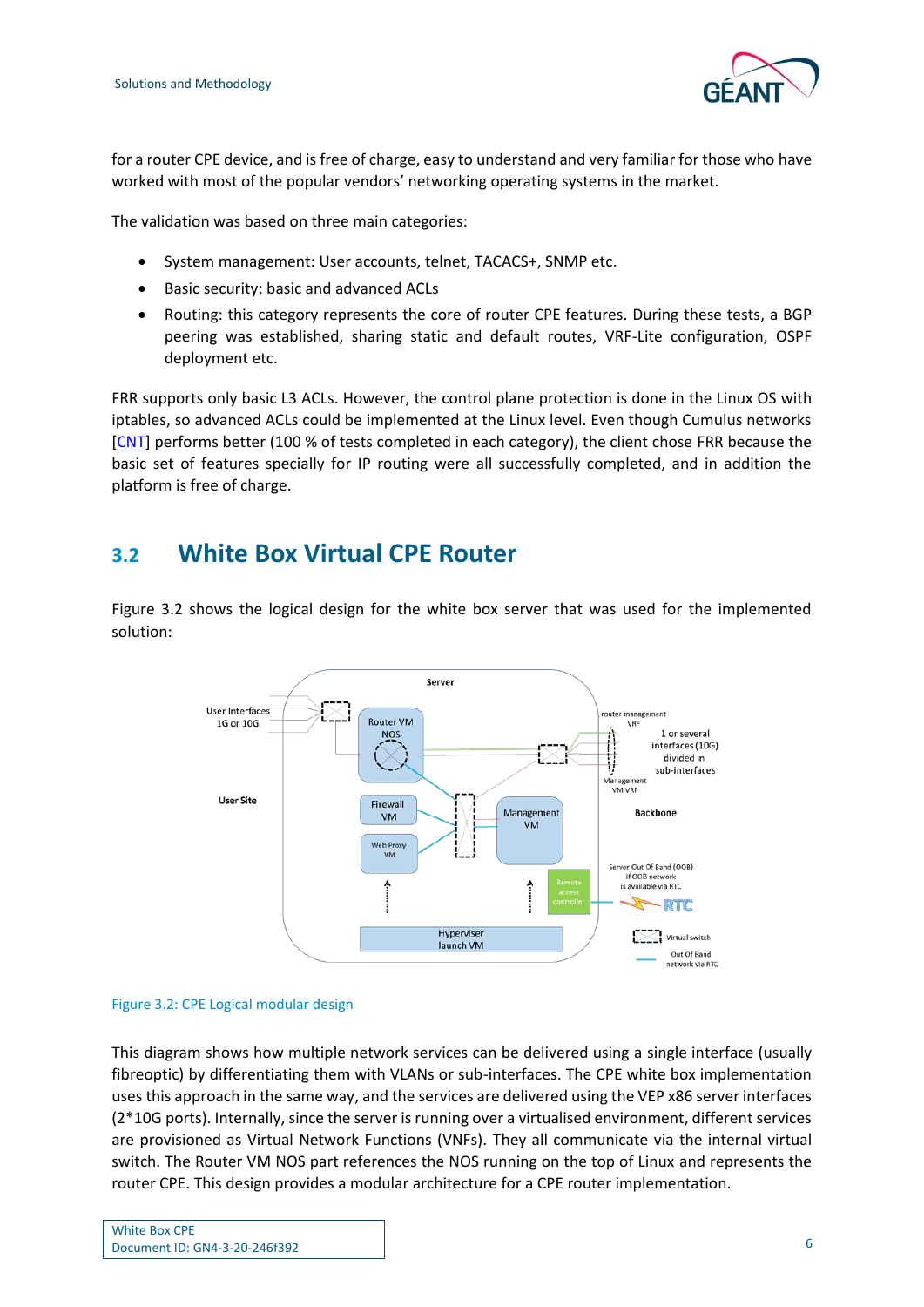for a router CPE device, and is free of charge, easy to understand and very familiar for those who have worked with most of the popular vendors' networking operating systems in the market.

The validation was based on three main categories:

- System management: User accounts, telnet, TACACS+, SNMP etc.
- Basic security: basic and advanced ACLs
- Routing: this category represents the core of router CPE features. During these tests, a BGP peering was established, sharing static and default routes, VRF-Lite configuration, OSPF deployment etc.

FRR supports only basic L3 ACLs. However, the control plane protection is done in the Linux OS with iptables, so advanced ACLs could be implemented at the Linux level. Even though Cumulus networks [CNT] performs better (100 % of tests completed in each category), the client chose FRR because the basic set of features specially for IP routing were all successfully completed, and in addition the platform is free of charge.

## 3.2 White Box Virtual CPE Router

Figure 3.2 shows the logical design for the white box server that was used for the implemented solution:

Server

User Interfaces
1G or 10G

User Site

Router VM
NOS

Firewall
VM

Web Proxy
VM

Management
VM

Hypervisor
launch VM

Remote access controller

router management
VRF

1 or several
interfaces (10G)
divided in
sub-interfaces

Management
VM VRF

Backbone

Server Out Of Band (OOB)
if OOB network
is available via RTC

RTC

Virtual switch

Out Of Band
network via RTC

Figure 3.2: CPE Logical modular design

This diagram shows how multiple network services can be delivered using a single interface (usually fibreoptic) by differentiating them with VLANs or sub-interfaces. The CPE white box implementation uses this approach in the same way, and the services are delivered using the VEP x86 server interfaces (2*10G ports). Internally, since the server is running over a virtualised environment, different services are provisioned as Virtual Network Functions (VNFs). They all communicate via the internal virtual switch. The Router VM NOS part references the NOS running on the top of Linux and represents the router CPE. This design provides a modular architecture for a CPE router implementation.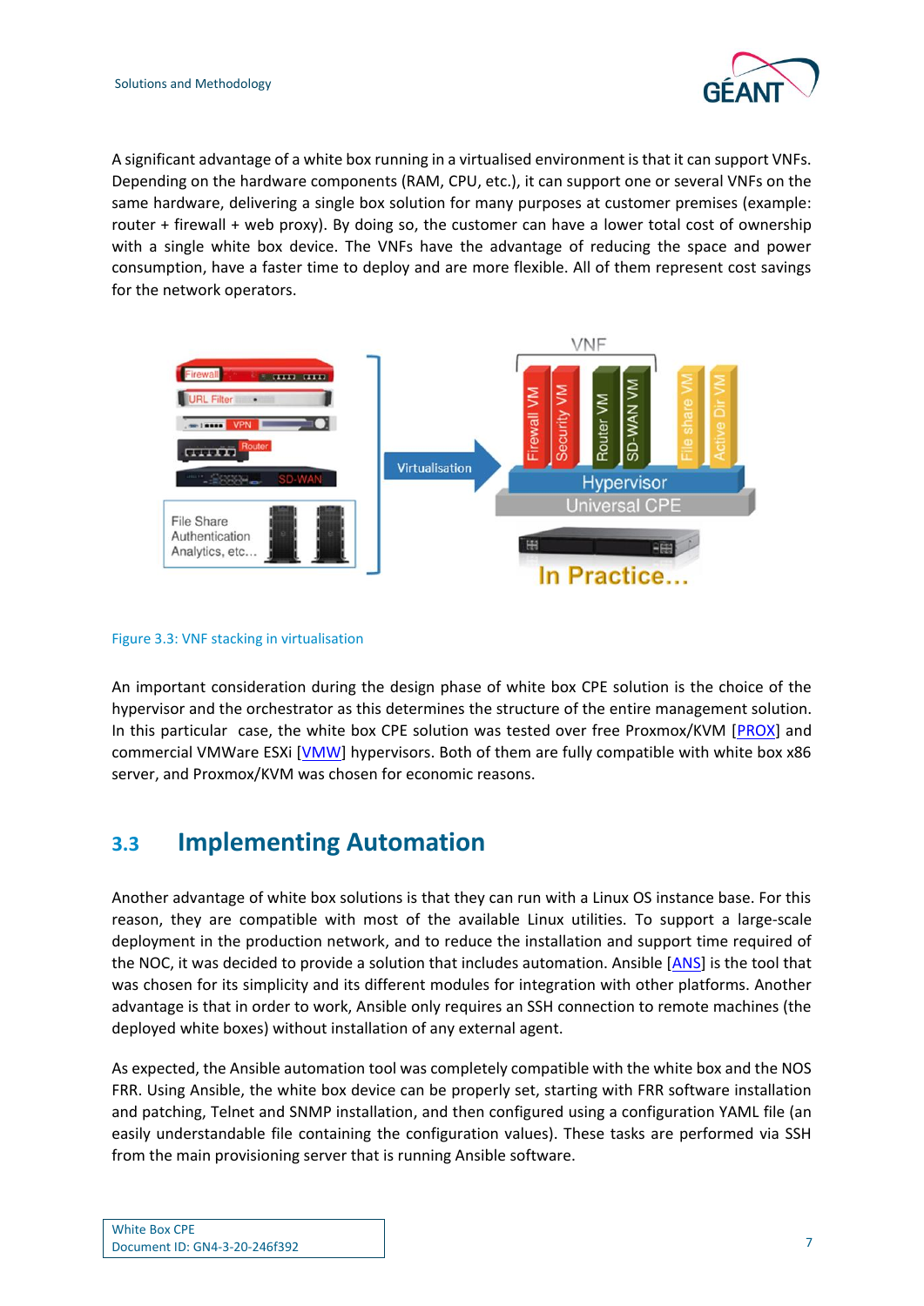A significant advantage of a white box running in a virtualised environment is that it can support VNFs. Depending on the hardware components (RAM, CPU, etc.), it can support one or several VNFs on the same hardware, delivering a single box solution for many purposes at customer premises (example: router + firewall + web proxy). By doing so, the customer can have a lower total cost of ownership with a single white box device. The VNFs have the advantage of reducing the space and power consumption, have a faster time to deploy and are more flexible. All of them represent cost savings for the network operators.

Firewall
URL Filter
VPN
Router
SD-WAN
File Share
Authentication
Analytics, etc…
Virtualisation
VNF
Firewall VM
Security VM
Router VM
SD-WAN VM
File share VM
Active Dir VM
Hypervisor
Universal CPE
In Practice…

Figure 3.3: VNF stacking in virtualisation

An important consideration during the design phase of white box CPE solution is the choice of the hypervisor and the orchestrator as this determines the structure of the entire management solution. In this particular case, the white box CPE solution was tested over free Proxmox/KVM [PROX] and commercial VMWare ESXi [VMW] hypervisors. Both of them are fully compatible with white box x86 server, and Proxmox/KVM was chosen for economic reasons.

## 3.3 Implementing Automation

Another advantage of white box solutions is that they can run with a Linux OS instance base. For this reason, they are compatible with most of the available Linux utilities. To support a large-scale deployment in the production network, and to reduce the installation and support time required of the NOC, it was decided to provide a solution that includes automation. Ansible [ANS] is the tool that was chosen for its simplicity and its different modules for integration with other platforms. Another advantage is that in order to work, Ansible only requires an SSH connection to remote machines (the deployed white boxes) without installation of any external agent.

As expected, the Ansible automation tool was completely compatible with the white box and the NOS FRR. Using Ansible, the white box device can be properly set, starting with FRR software installation and patching, Telnet and SNMP installation, and then configured using a configuration YAML file (an easily understandable file containing the configuration values). These tasks are performed via SSH from the main provisioning server that is running Ansible software.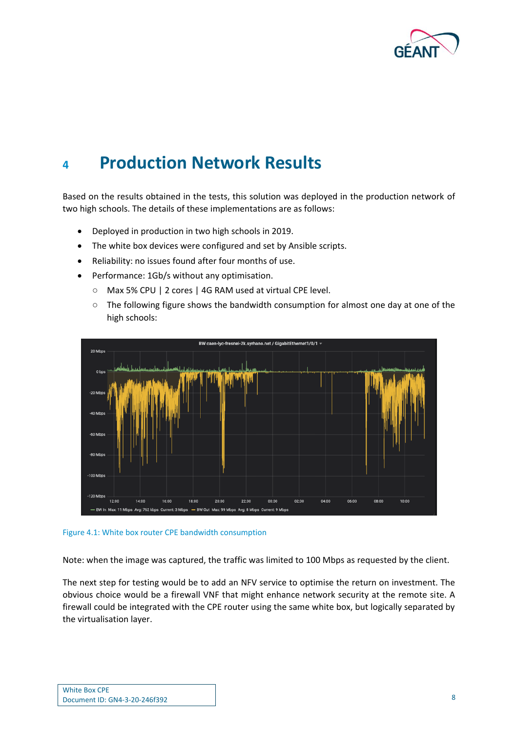# 4 Production Network Results

Based on the results obtained in the tests, this solution was deployed in the production network of two high schools. The details of these implementations are as follows:

- Deployed in production in two high schools in 2019.
- The white box devices were configured and set by Ansible scripts.
- Reliability: no issues found after four months of use.
- Performance: 1Gb/s without any optimisation.
  - Max 5% CPU | 2 cores | 4G RAM used at virtual CPE level.
  - The following figure shows the bandwidth consumption for almost one day at one of the high schools:

BW caen-lyc-fresnel-2k.syrhano.net / GigabitEthernet1/0/1

20 Mbps
0 bps
-20 Mbps
-40 Mbps
-60 Mbps
-80 Mbps
-100 Mbps
-120 Mbps

12:00 14:00 16:00 18:00 20:00 22:00 00:00 02:00 04:00 06:00 08:00 10:00

BW In Max: 11 Mbps Avg: 762 kbps Current: 3 Mbps — BW Out Max: 99 Mbps Avg: 8 Mbps Current: 9 Mbps

Figure 4.1: White box router CPE bandwidth consumption

Note: when the image was captured, the traffic was limited to 100 Mbps as requested by the client.

The next step for testing would be to add an NFV service to optimise the return on investment. The obvious choice would be a firewall VNF that might enhance network security at the remote site. A firewall could be integrated with the CPE router using the same white box, but logically separated by the virtualisation layer.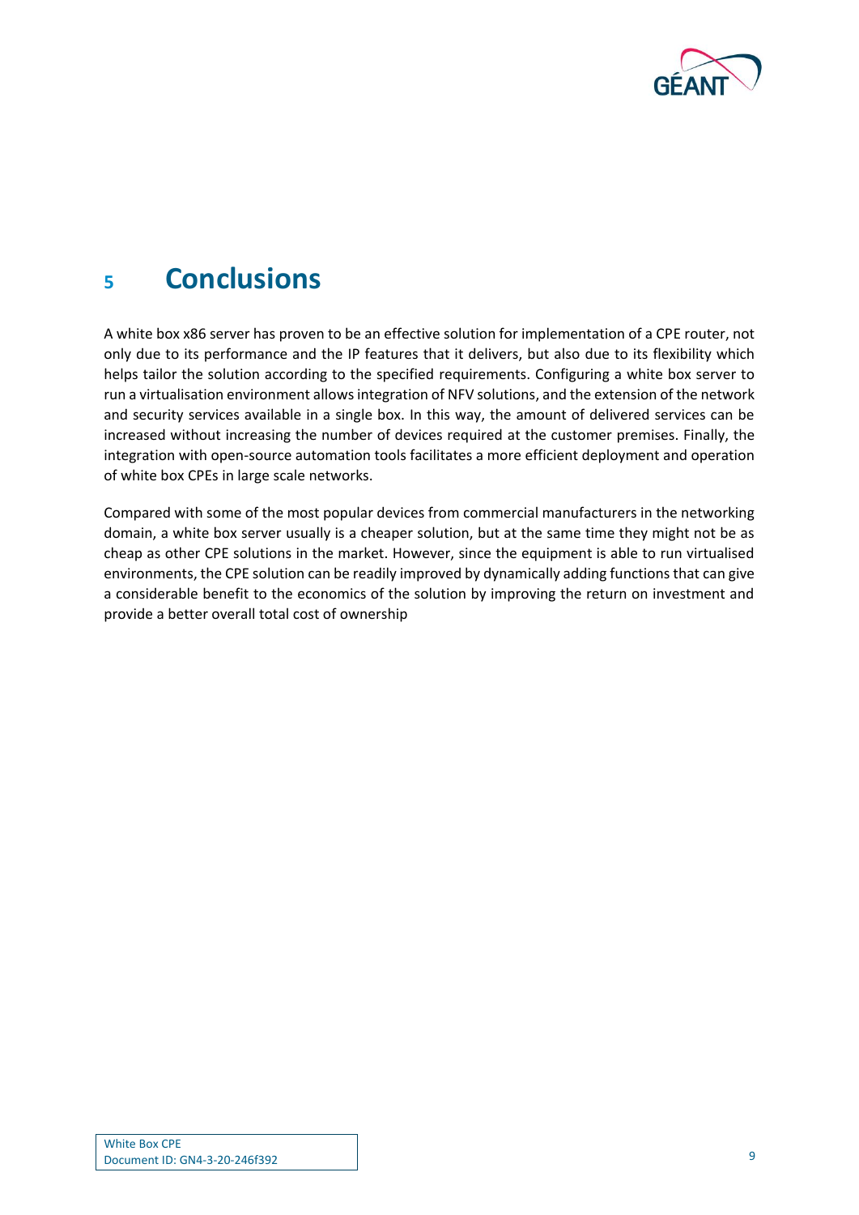# 5 Conclusions

A white box x86 server has proven to be an effective solution for implementation of a CPE router, not only due to its performance and the IP features that it delivers, but also due to its flexibility which helps tailor the solution according to the specified requirements. Configuring a white box server to run a virtualisation environment allows integration of NFV solutions, and the extension of the network and security services available in a single box. In this way, the amount of delivered services can be increased without increasing the number of devices required at the customer premises. Finally, the integration with open-source automation tools facilitates a more efficient deployment and operation of white box CPEs in large scale networks.

Compared with some of the most popular devices from commercial manufacturers in the networking domain, a white box server usually is a cheaper solution, but at the same time they might not be as cheap as other CPE solutions in the market. However, since the equipment is able to run virtualised environments, the CPE solution can be readily improved by dynamically adding functions that can give a considerable benefit to the economics of the solution by improving the return on investment and provide a better overall total cost of ownership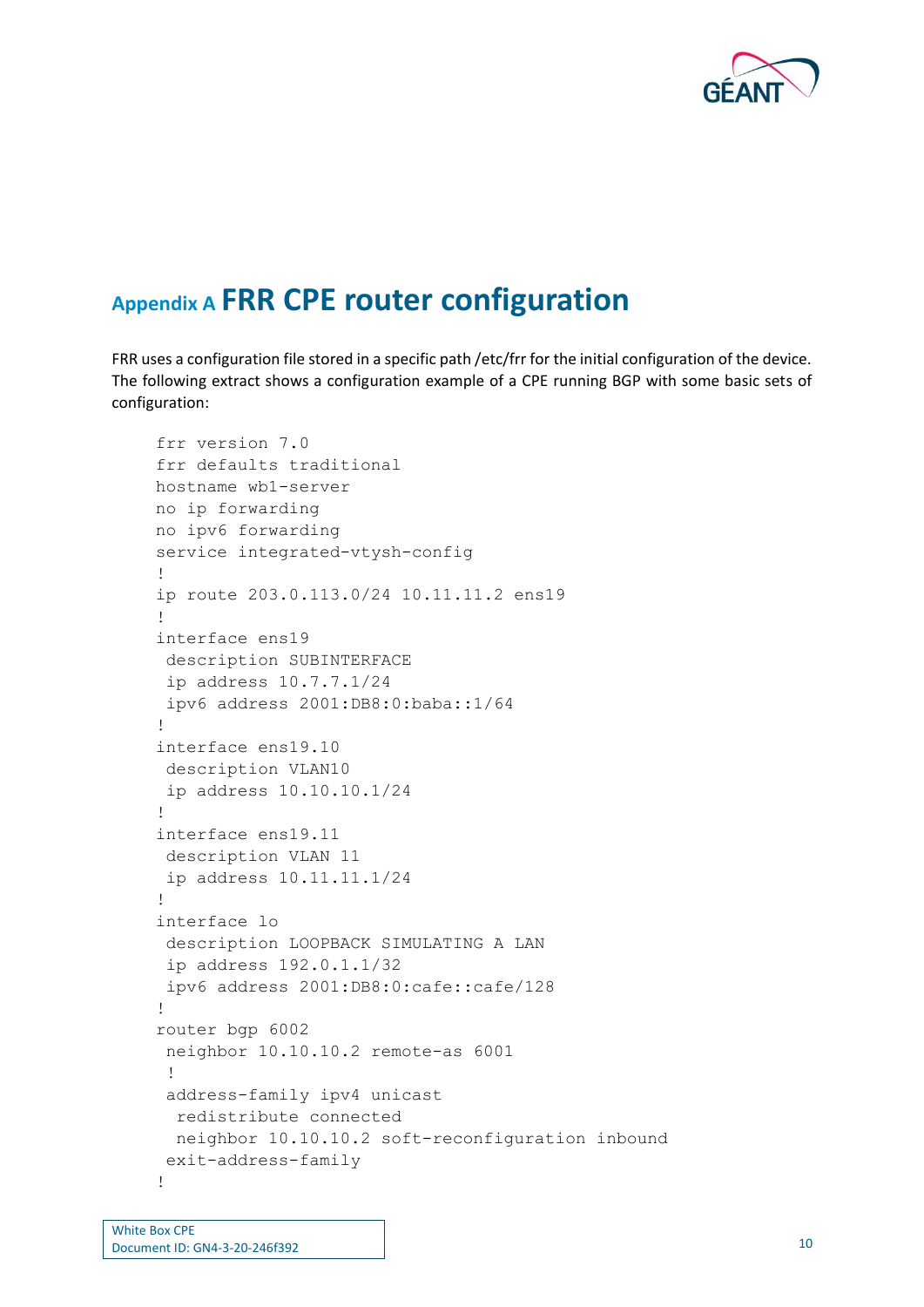# Appendix A FRR CPE router configuration

FRR uses a configuration file stored in a specific path /etc/frr for the initial configuration of the device. The following extract shows a configuration example of a CPE running BGP with some basic sets of configuration:

```
frr version 7.0
frr defaults traditional
hostname wb1-server
no ip forwarding
no ipv6 forwarding
service integrated-vtysh-config
!
ip route 203.0.113.0/24 10.11.11.2 ens19
!
interface ens19
 description SUBINTERFACE
 ip address 10.7.7.1/24
 ipv6 address 2001:DB8:0:baba::1/64
!
interface ens19.10
 description VLAN10
 ip address 10.10.10.1/24
!
interface ens19.11
 description VLAN 11
 ip address 10.11.11.1/24
!
interface lo
 description LOOPBACK SIMULATING A LAN
 ip address 192.0.1.1/32
 ipv6 address 2001:DB8:0:cafe::cafe/128
!
router bgp 6002
 neighbor 10.10.10.2 remote-as 6001
 !
 address-family ipv4 unicast
  redistribute connected
  neighbor 10.10.10.2 soft-reconfiguration inbound
 exit-address-family
!
```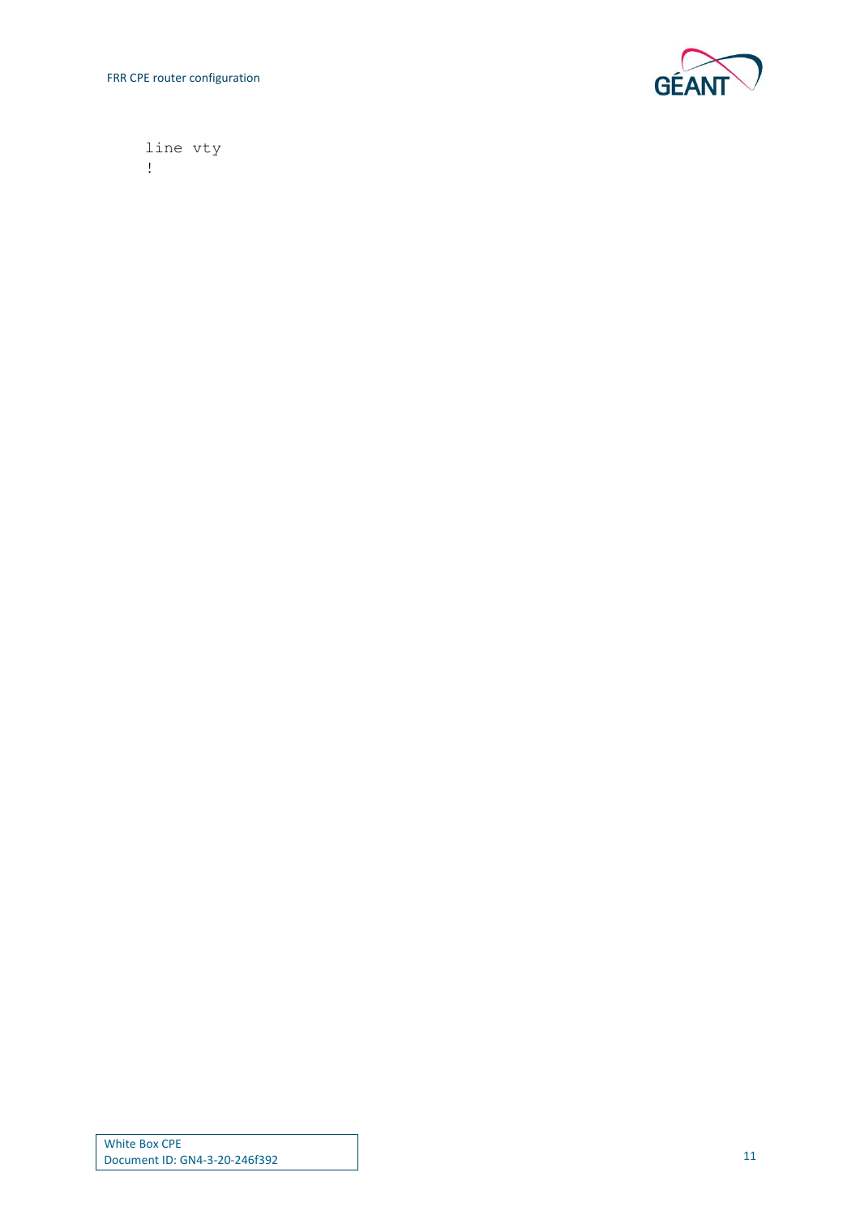```
line vty
!
```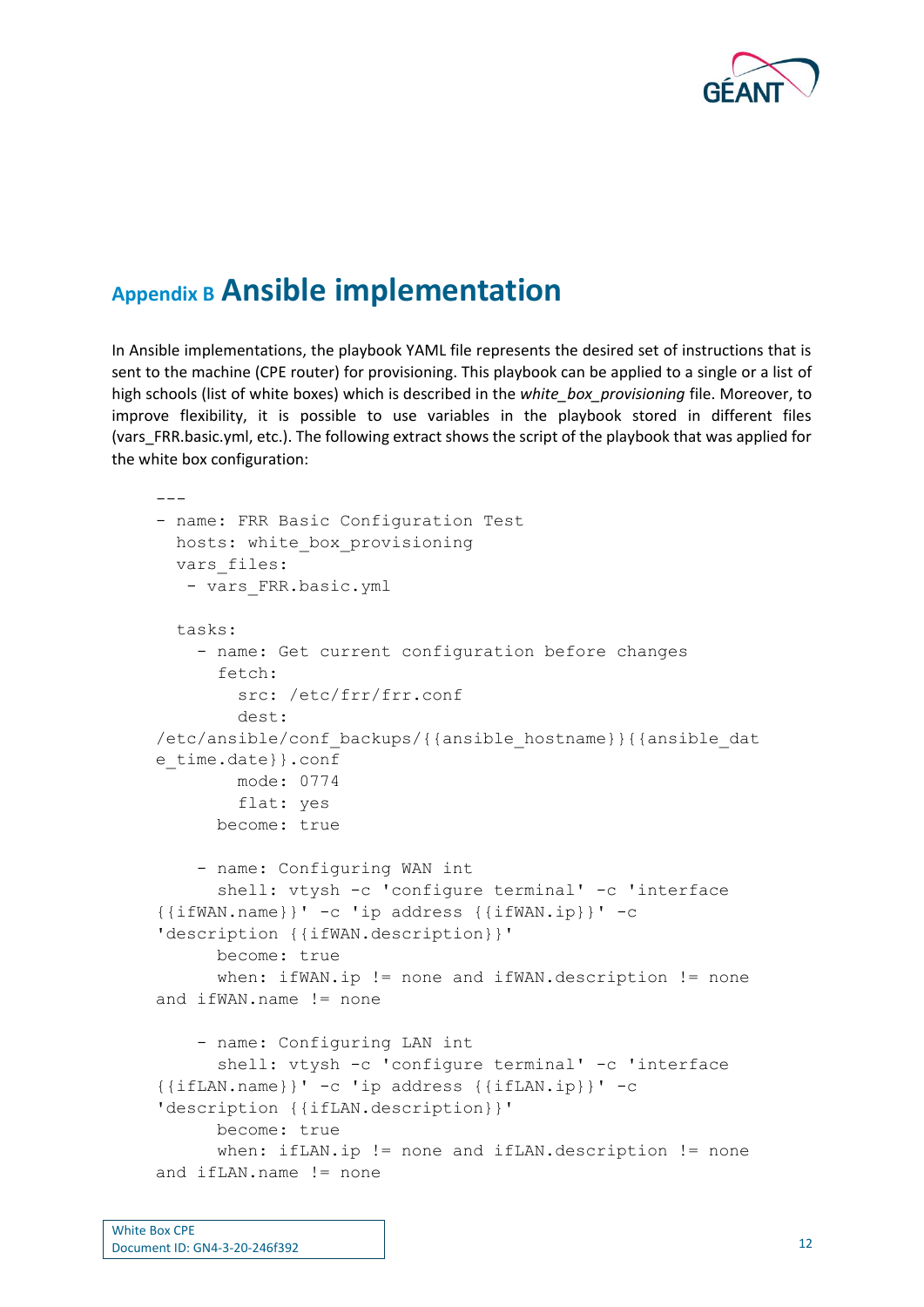# Appendix B Ansible implementation

In Ansible implementations, the playbook YAML file represents the desired set of instructions that is sent to the machine (CPE router) for provisioning. This playbook can be applied to a single or a list of high schools (list of white boxes) which is described in the *white_box_provisioning* file. Moreover, to improve flexibility, it is possible to use variables in the playbook stored in different files (vars_FRR.basic.yml, etc.). The following extract shows the script of the playbook that was applied for the white box configuration:

```
---
- name: FRR Basic Configuration Test
  hosts: white_box_provisioning
  vars_files:
   - vars_FRR.basic.yml

  tasks:
    - name: Get current configuration before changes
      fetch:
        src: /etc/frr/frr.conf
        dest:
/etc/ansible/conf_backups/{{ansible_hostname}}{{ansible_dat
e_time.date}}.conf
        mode: 0774
        flat: yes
      become: true

    - name: Configuring WAN int
      shell: vtysh -c 'configure terminal' -c 'interface
{{ifWAN.name}}' -c 'ip address {{ifWAN.ip}}' -c
'description {{ifWAN.description}}'
      become: true
      when: ifWAN.ip != none and ifWAN.description != none
and ifWAN.name != none

    - name: Configuring LAN int
      shell: vtysh -c 'configure terminal' -c 'interface
{{ifLAN.name}}' -c 'ip address {{ifLAN.ip}}' -c
'description {{ifLAN.description}}'
      become: true
      when: ifLAN.ip != none and ifLAN.description != none
and ifLAN.name != none
```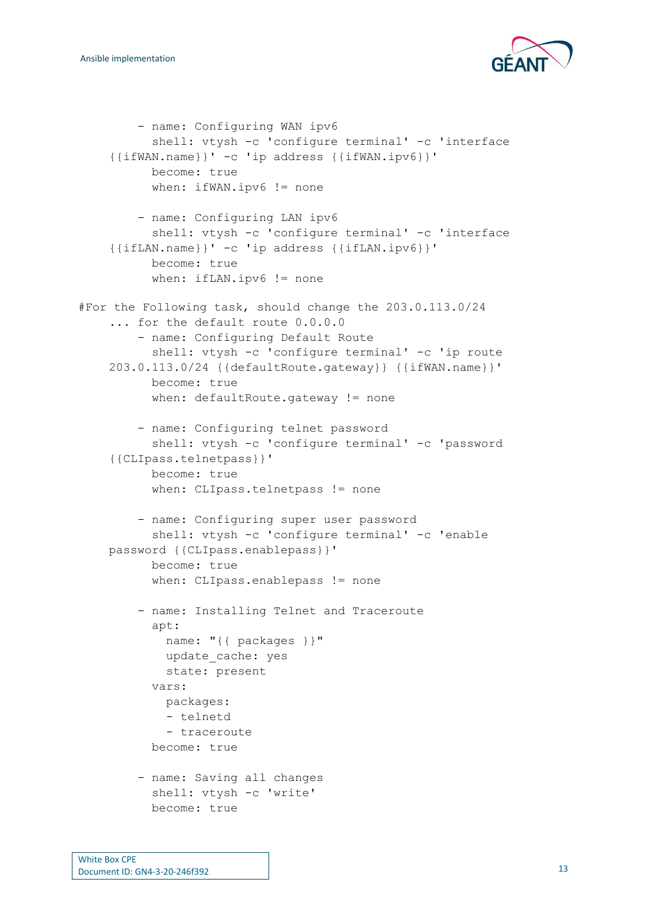```
    - name: Configuring WAN ipv6
      shell: vtysh -c 'configure terminal' -c 'interface
  {{ifWAN.name}}' -c 'ip address {{ifWAN.ipv6}}'
      become: true
      when: ifWAN.ipv6 != none

    - name: Configuring LAN ipv6
      shell: vtysh -c 'configure terminal' -c 'interface
  {{ifLAN.name}}' -c 'ip address {{ifLAN.ipv6}}'
      become: true
      when: ifLAN.ipv6 != none

#For the Following task, should change the 203.0.113.0/24
  ... for the default route 0.0.0.0
    - name: Configuring Default Route
      shell: vtysh -c 'configure terminal' -c 'ip route
  203.0.113.0/24 {{defaultRoute.gateway}} {{ifWAN.name}}'
      become: true
      when: defaultRoute.gateway != none

    - name: Configuring telnet password
      shell: vtysh -c 'configure terminal' -c 'password
  {{CLIpass.telnetpass}}'
      become: true
      when: CLIpass.telnetpass != none

    - name: Configuring super user password
      shell: vtysh -c 'configure terminal' -c 'enable
  password {{CLIpass.enablepass}}'
      become: true
      when: CLIpass.enablepass != none

    - name: Installing Telnet and Traceroute
      apt:
        name: "{{ packages }}"
        update_cache: yes
        state: present
      vars:
        packages:
        - telnetd
        - traceroute
      become: true

    - name: Saving all changes
      shell: vtysh -c 'write'
      become: true
```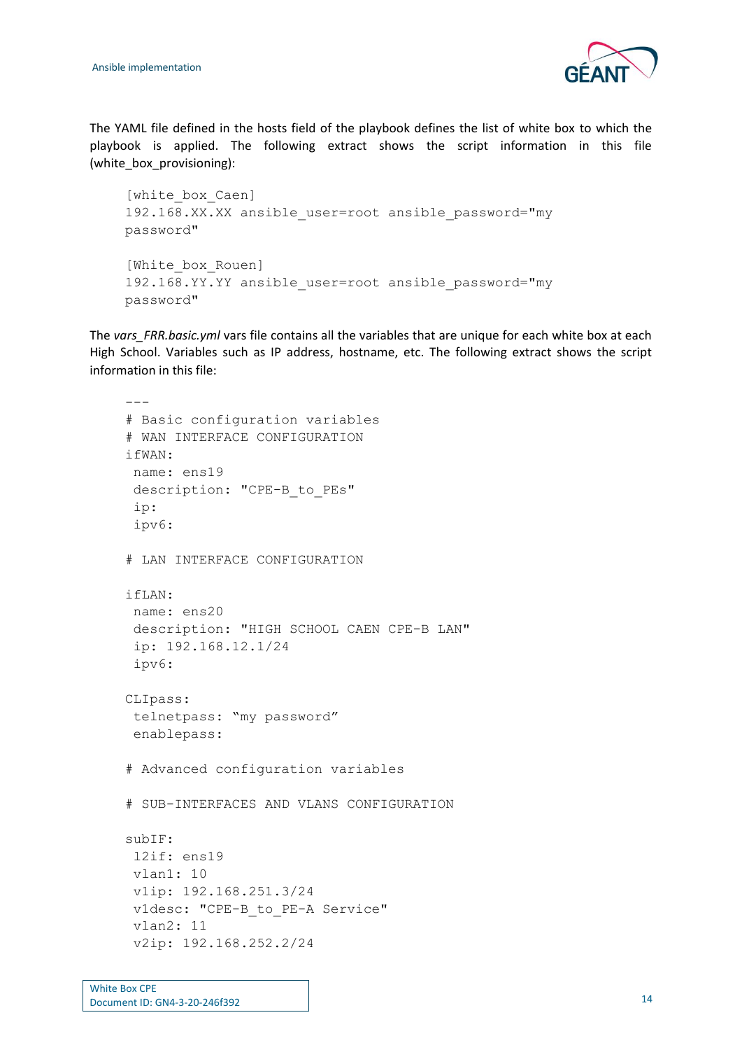The YAML file defined in the hosts field of the playbook defines the list of white box to which the playbook is applied. The following extract shows the script information in this file (white_box_provisioning):

```
[white_box_Caen]
192.168.XX.XX ansible_user=root ansible_password="my
password"

[White_box_Rouen]
192.168.YY.YY ansible_user=root ansible_password="my
password"
```

The *vars_FRR.basic.yml* vars file contains all the variables that are unique for each white box at each High School. Variables such as IP address, hostname, etc. The following extract shows the script information in this file:

```
---
# Basic configuration variables
# WAN INTERFACE CONFIGURATION
ifWAN:
 name: ens19
 description: "CPE-B_to_PEs"
 ip:
 ipv6:

# LAN INTERFACE CONFIGURATION

ifLAN:
 name: ens20
 description: "HIGH SCHOOL CAEN CPE-B LAN"
 ip: 192.168.12.1/24
 ipv6:

CLIpass:
 telnetpass: "my password"
 enablepass:

# Advanced configuration variables

# SUB-INTERFACES AND VLANS CONFIGURATION

subIF:
 l2if: ens19
 vlan1: 10
 v1ip: 192.168.251.3/24
 v1desc: "CPE-B_to_PE-A Service"
 vlan2: 11
 v2ip: 192.168.252.2/24
```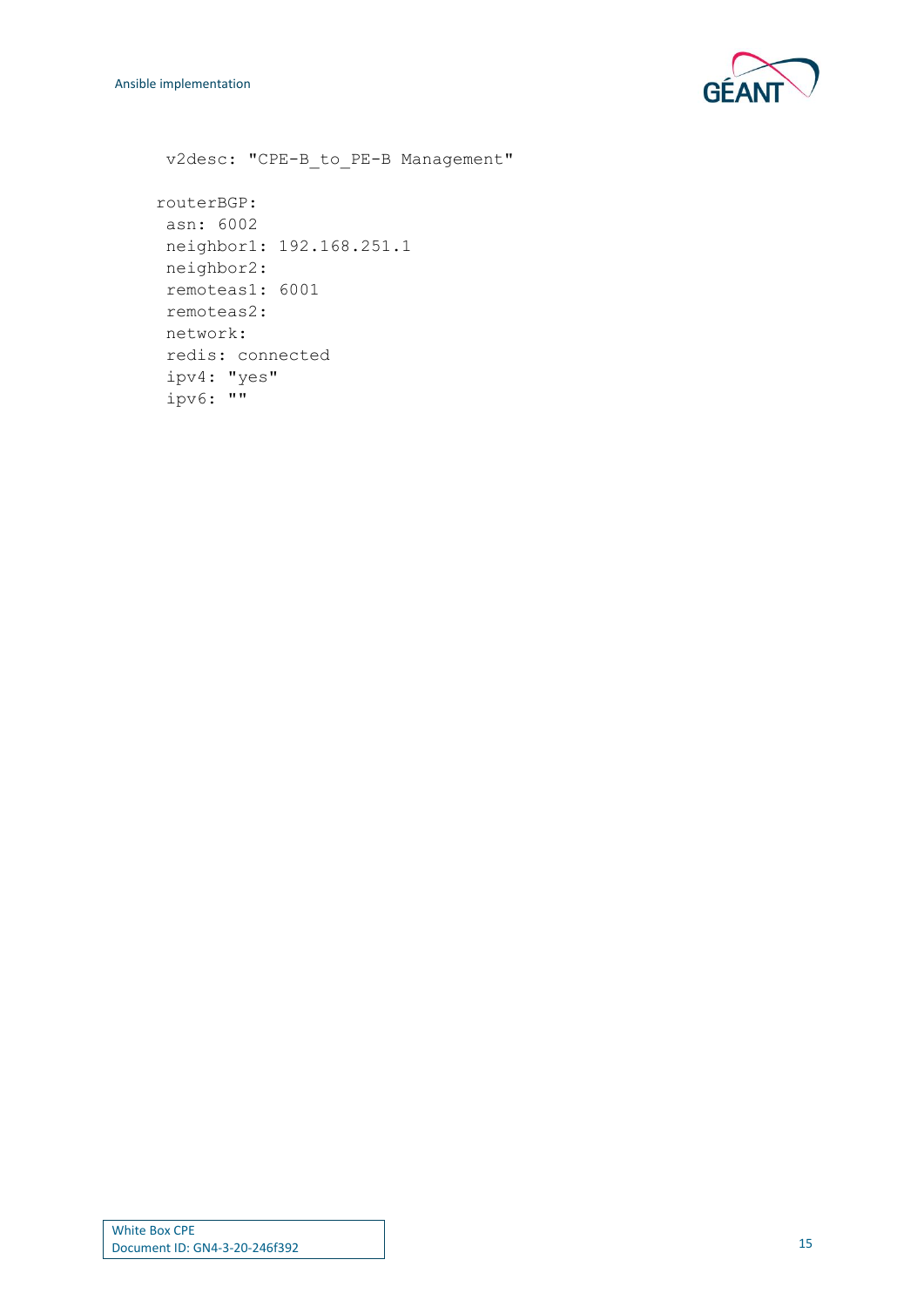```
 v2desc: "CPE-B_to_PE-B Management"

routerBGP:
 asn: 6002
 neighbor1: 192.168.251.1
 neighbor2:
 remoteas1: 6001
 remoteas2:
 network:
 redis: connected
 ipv4: "yes"
 ipv6: ""
```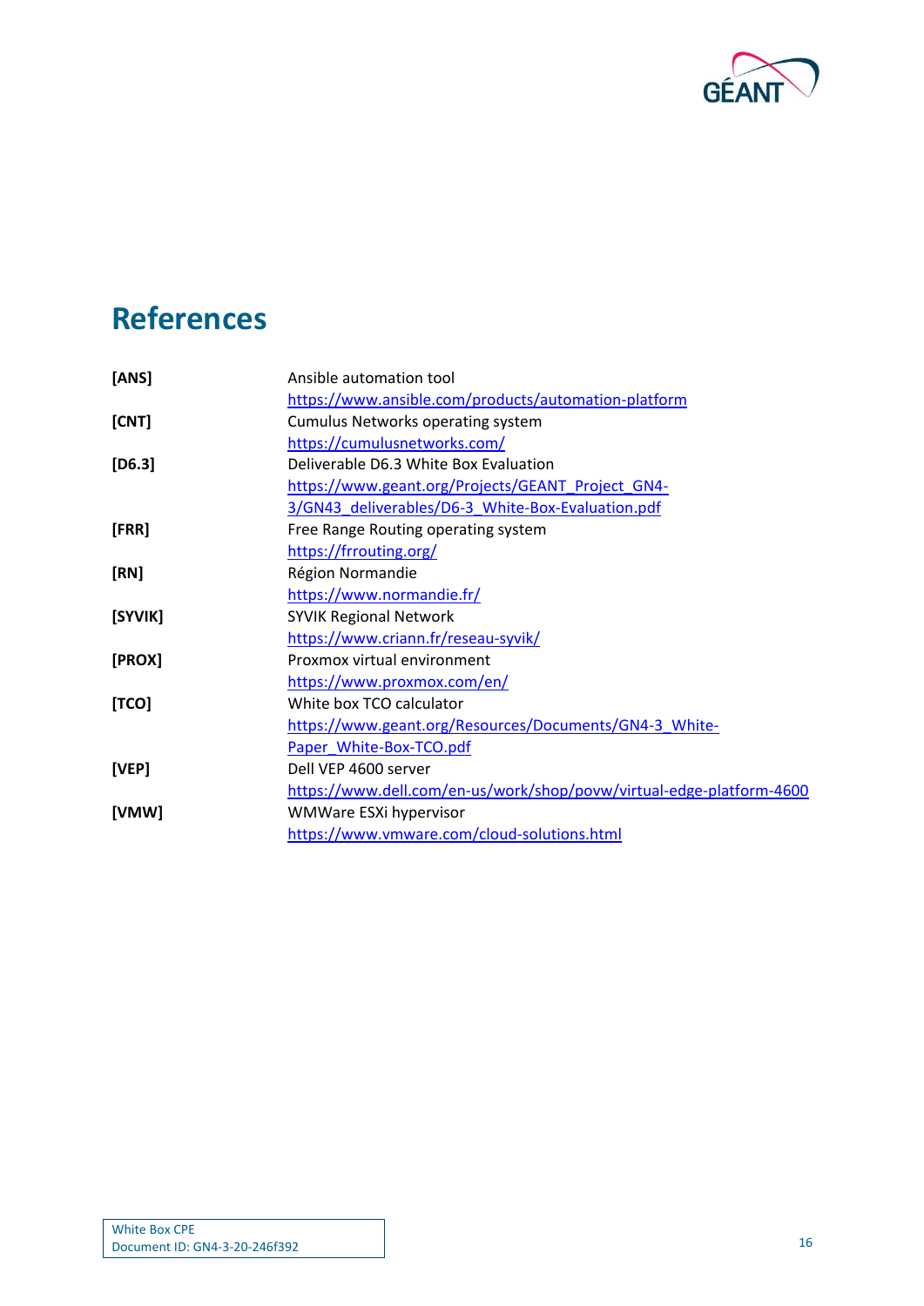# References

| | |
|---|---|
| **[ANS]** | Ansible automation tool<br>https://www.ansible.com/products/automation-platform |
| **[CNT]** | Cumulus Networks operating system<br>https://cumulusnetworks.com/ |
| **[D6.3]** | Deliverable D6.3 White Box Evaluation<br>https://www.geant.org/Projects/GEANT_Project_GN4-3/GN43_deliverables/D6-3_White-Box-Evaluation.pdf |
| **[FRR]** | Free Range Routing operating system<br>https://frrouting.org/ |
| **[RN]** | Région Normandie<br>https://www.normandie.fr/ |
| **[SYVIK]** | SYVIK Regional Network<br>https://www.criann.fr/reseau-syvik/ |
| **[PROX]** | Proxmox virtual environment<br>https://www.proxmox.com/en/ |
| **[TCO]** | White box TCO calculator<br>https://www.geant.org/Resources/Documents/GN4-3_White-Paper_White-Box-TCO.pdf |
| **[VEP]** | Dell VEP 4600 server<br>https://www.dell.com/en-us/work/shop/povw/virtual-edge-platform-4600 |
| **[VMW]** | WMWare ESXi hypervisor<br>https://www.vmware.com/cloud-solutions.html |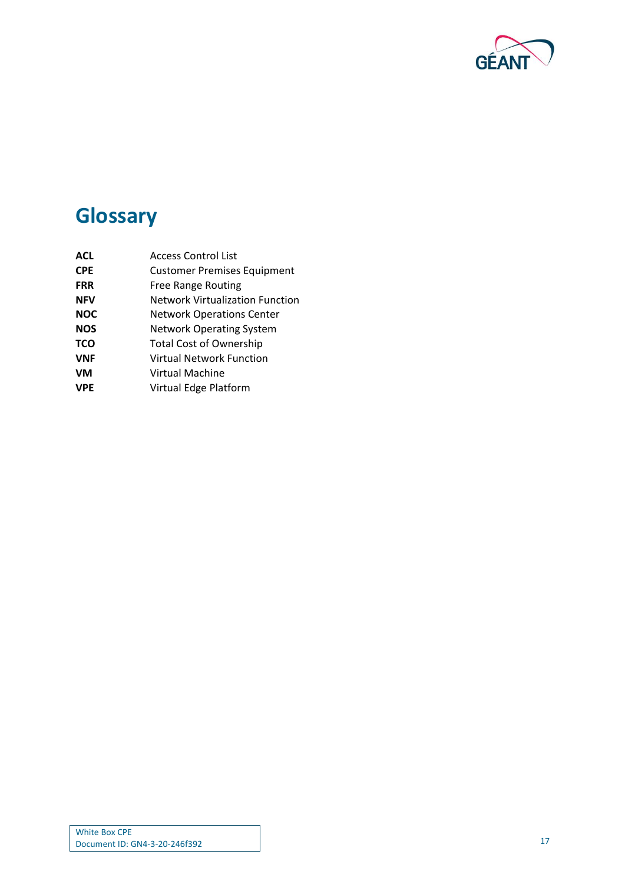# Glossary

| | |
|---|---|
| **ACL** | Access Control List |
| **CPE** | Customer Premises Equipment |
| **FRR** | Free Range Routing |
| **NFV** | Network Virtualization Function |
| **NOC** | Network Operations Center |
| **NOS** | Network Operating System |
| **TCO** | Total Cost of Ownership |
| **VNF** | Virtual Network Function |
| **VM** | Virtual Machine |
| **VPE** | Virtual Edge Platform |